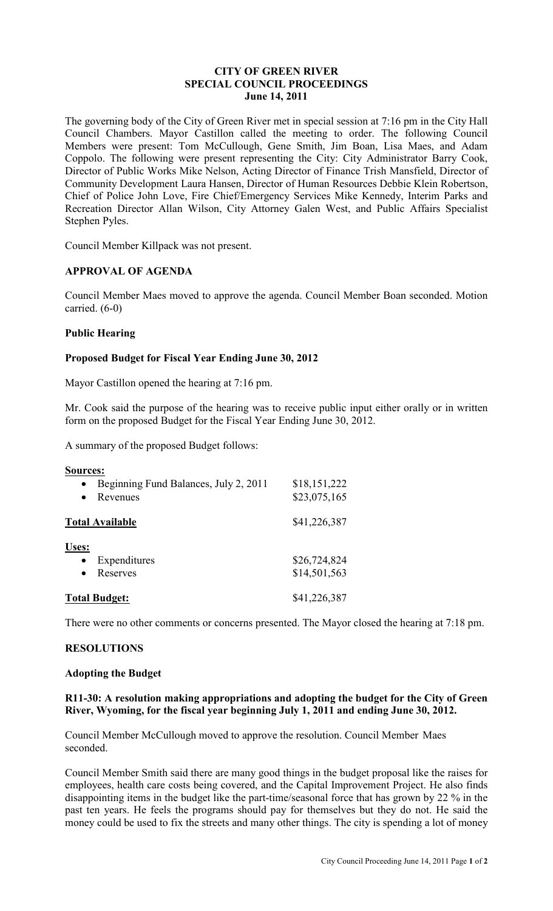# CITY OF GREEN RIVER
## SPECIAL COUNCIL PROCEEDINGS
### June 14, 2011

The governing body of the City of Green River met in special session at 7:16 pm in the City Hall Council Chambers. Mayor Castillon called the meeting to order. The following Council Members were present: Tom McCullough, Gene Smith, Jim Boan, Lisa Maes, and Adam Coppolo. The following were present representing the City: City Administrator Barry Cook, Director of Public Works Mike Nelson, Acting Director of Finance Trish Mansfield, Director of Community Development Laura Hansen, Director of Human Resources Debbie Klein Robertson, Chief of Police John Love, Fire Chief/Emergency Services Mike Kennedy, Interim Parks and Recreation Director Allan Wilson, City Attorney Galen West, and Public Affairs Specialist Stephen Pyles.

Council Member Killpack was not present.

## APPROVAL OF AGENDA

Council Member Maes moved to approve the agenda. Council Member Boan seconded. Motion carried. (6-0)

## Public Hearing

### Proposed Budget for Fiscal Year Ending June 30, 2012

Mayor Castillon opened the hearing at 7:16 pm.

Mr. Cook said the purpose of the hearing was to receive public input either orally or in written form on the proposed Budget for the Fiscal Year Ending June 30, 2012.

A summary of the proposed Budget follows:

**Sources:**

| | |
|---|---|
| • Beginning Fund Balances, July 2, 2011 | $18,151,222 |
| • Revenues | $23,075,165 |
| **Total Available** | $41,226,387 |

**Uses:**

| | |
|---|---|
| • Expenditures | $26,724,824 |
| • Reserves | $14,501,563 |
| **Total Budget:** | $41,226,387 |

There were no other comments or concerns presented. The Mayor closed the hearing at 7:18 pm.

## RESOLUTIONS

### Adopting the Budget

**R11-30: A resolution making appropriations and adopting the budget for the City of Green River, Wyoming, for the fiscal year beginning July 1, 2011 and ending June 30, 2012.**

Council Member McCullough moved to approve the resolution. Council Member Maes seconded.

Council Member Smith said there are many good things in the budget proposal like the raises for employees, health care costs being covered, and the Capital Improvement Project. He also finds disappointing items in the budget like the part-time/seasonal force that has grown by 22 % in the past ten years. He feels the programs should pay for themselves but they do not. He said the money could be used to fix the streets and many other things. The city is spending a lot of money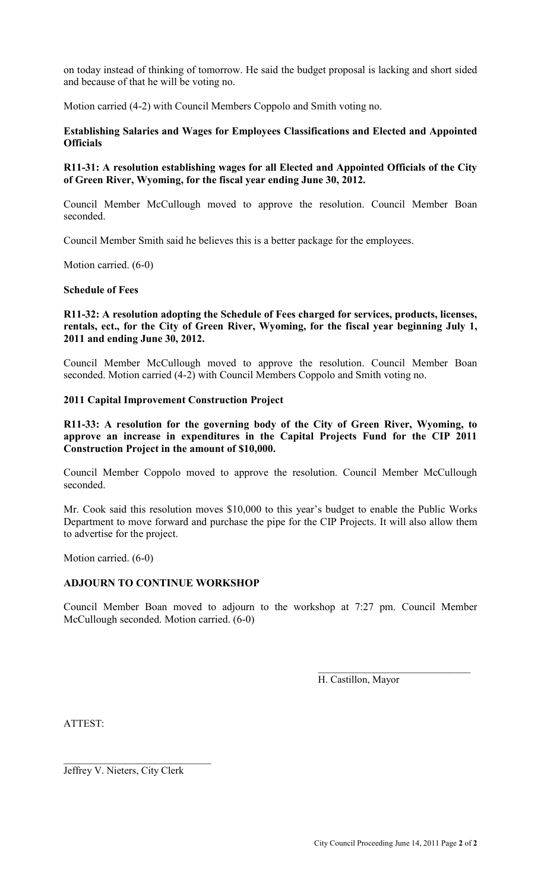on today instead of thinking of tomorrow. He said the budget proposal is lacking and short sided and because of that he will be voting no.

Motion carried (4-2) with Council Members Coppolo and Smith voting no.

**Establishing Salaries and Wages for Employees Classifications and Elected and Appointed Officials**

**R11-31: A resolution establishing wages for all Elected and Appointed Officials of the City of Green River, Wyoming, for the fiscal year ending June 30, 2012.**

Council Member McCullough moved to approve the resolution. Council Member Boan seconded.

Council Member Smith said he believes this is a better package for the employees.

Motion carried. (6-0)

**Schedule of Fees**

**R11-32: A resolution adopting the Schedule of Fees charged for services, products, licenses, rentals, ect., for the City of Green River, Wyoming, for the fiscal year beginning July 1, 2011 and ending June 30, 2012.**

Council Member McCullough moved to approve the resolution. Council Member Boan seconded. Motion carried (4-2) with Council Members Coppolo and Smith voting no.

**2011 Capital Improvement Construction Project**

**R11-33: A resolution for the governing body of the City of Green River, Wyoming, to approve an increase in expenditures in the Capital Projects Fund for the CIP 2011 Construction Project in the amount of $10,000.**

Council Member Coppolo moved to approve the resolution. Council Member McCullough seconded.

Mr. Cook said this resolution moves $10,000 to this year's budget to enable the Public Works Department to move forward and purchase the pipe for the CIP Projects. It will also allow them to advertise for the project.

Motion carried. (6-0)

**ADJOURN TO CONTINUE WORKSHOP**

Council Member Boan moved to adjourn to the workshop at 7:27 pm. Council Member McCullough seconded. Motion carried. (6-0)

\_\_\_\_\_\_\_\_\_\_\_\_\_\_\_\_\_\_\_\_\_\_\_\_\_\_\_\_\_\_
H. Castillon, Mayor

ATTEST:

\_\_\_\_\_\_\_\_\_\_\_\_\_\_\_\_\_\_\_\_\_\_\_\_\_\_\_\_\_\_
Jeffrey V. Nieters, City Clerk